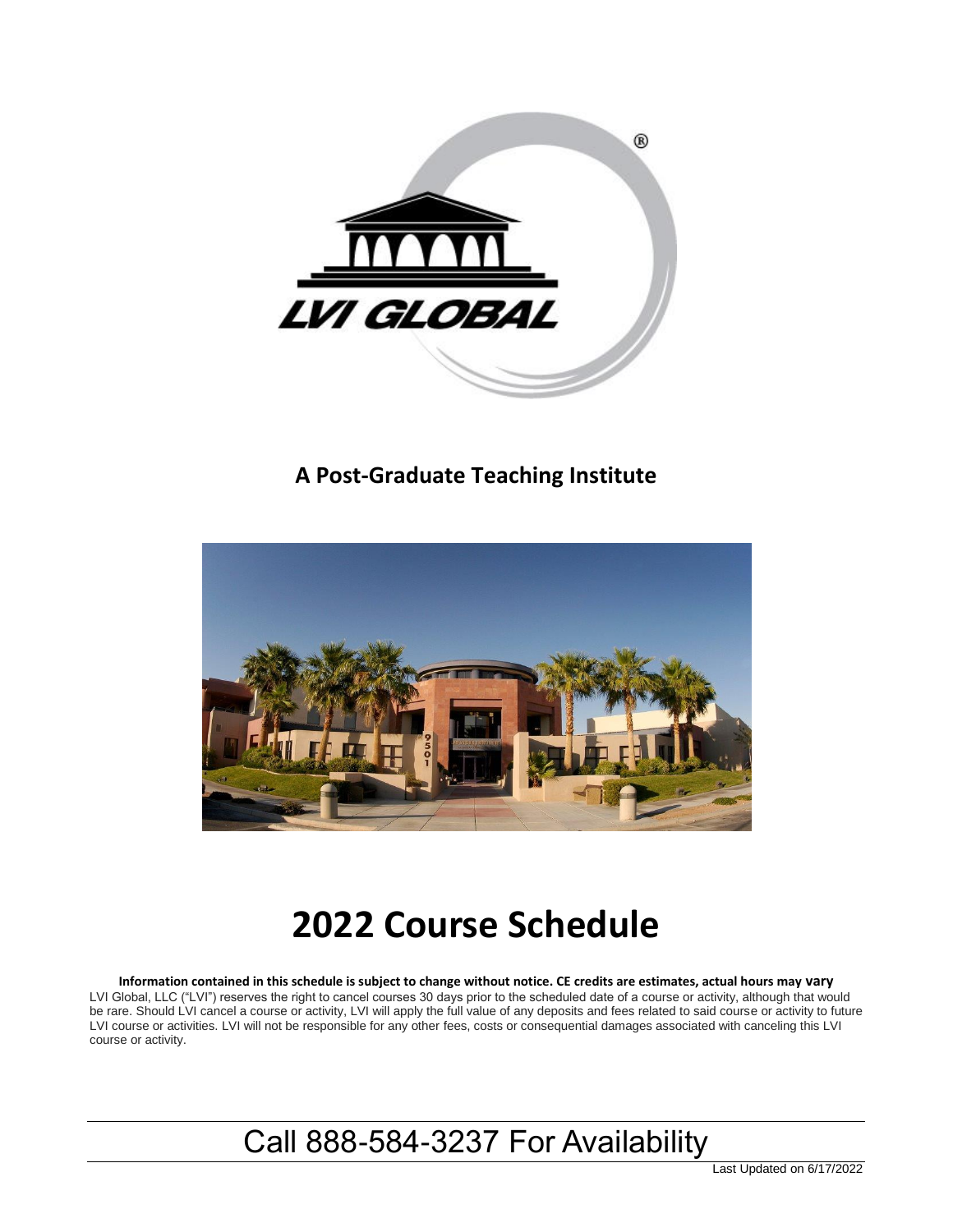LVI GLOBAL

**A Post-Graduate Teaching Institute**

# 2022 Course Schedule

**Information contained in this schedule is subject to change without notice. CE credits are estimates, actual hours may vary**

LVI Global, LLC ("LVI") reserves the right to cancel courses 30 days prior to the scheduled date of a course or activity, although that would be rare. Should LVI cancel a course or activity, LVI will apply the full value of any deposits and fees related to said course or activity to future LVI course or activities. LVI will not be responsible for any other fees, costs or consequential damages associated with canceling this LVI course or activity.

## Call 888-584-3237 For Availability

Last Updated on 6/17/2022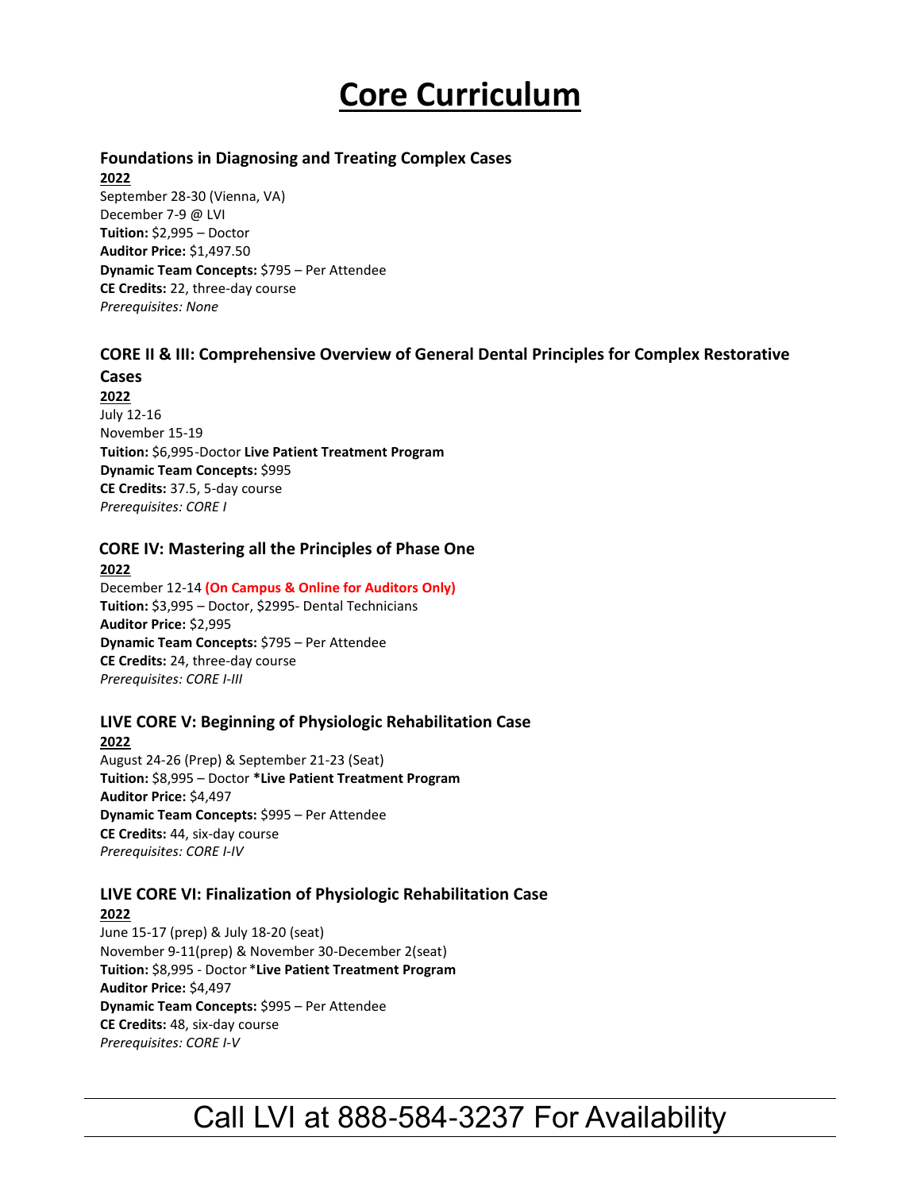# Core Curriculum

### Foundations in Diagnosing and Treating Complex Cases

**2022**

September 28-30 (Vienna, VA)
December 7-9 @ LVI
**Tuition:** $2,995 – Doctor
**Auditor Price:** $1,497.50
**Dynamic Team Concepts:** $795 – Per Attendee
**CE Credits:** 22, three-day course
*Prerequisites: None*

### CORE II & III: Comprehensive Overview of General Dental Principles for Complex Restorative Cases

**2022**

July 12-16
November 15-19
**Tuition:** $6,995-Doctor **Live Patient Treatment Program**
**Dynamic Team Concepts:** $995
**CE Credits:** 37.5, 5-day course
*Prerequisites: CORE I*

### CORE IV: Mastering all the Principles of Phase One

**2022**

December 12-14 **(On Campus & Online for Auditors Only)**
**Tuition:** $3,995 – Doctor, $2995- Dental Technicians
**Auditor Price:** $2,995
**Dynamic Team Concepts:** $795 – Per Attendee
**CE Credits:** 24, three-day course
*Prerequisites: CORE I-III*

### LIVE CORE V: Beginning of Physiologic Rehabilitation Case

**2022**

August 24-26 (Prep) & September 21-23 (Seat)
**Tuition:** $8,995 – Doctor ***Live Patient Treatment Program**
**Auditor Price:** $4,497
**Dynamic Team Concepts:** $995 – Per Attendee
**CE Credits:** 44, six-day course
*Prerequisites: CORE I-IV*

### LIVE CORE VI: Finalization of Physiologic Rehabilitation Case

**2022**

June 15-17 (prep) & July 18-20 (seat)
November 9-11(prep) & November 30-December 2(seat)
**Tuition:** $8,995 - Doctor ***Live Patient Treatment Program**
**Auditor Price:** $4,497
**Dynamic Team Concepts:** $995 – Per Attendee
**CE Credits:** 48, six-day course
*Prerequisites: CORE I-V*

Call LVI at 888-584-3237 For Availability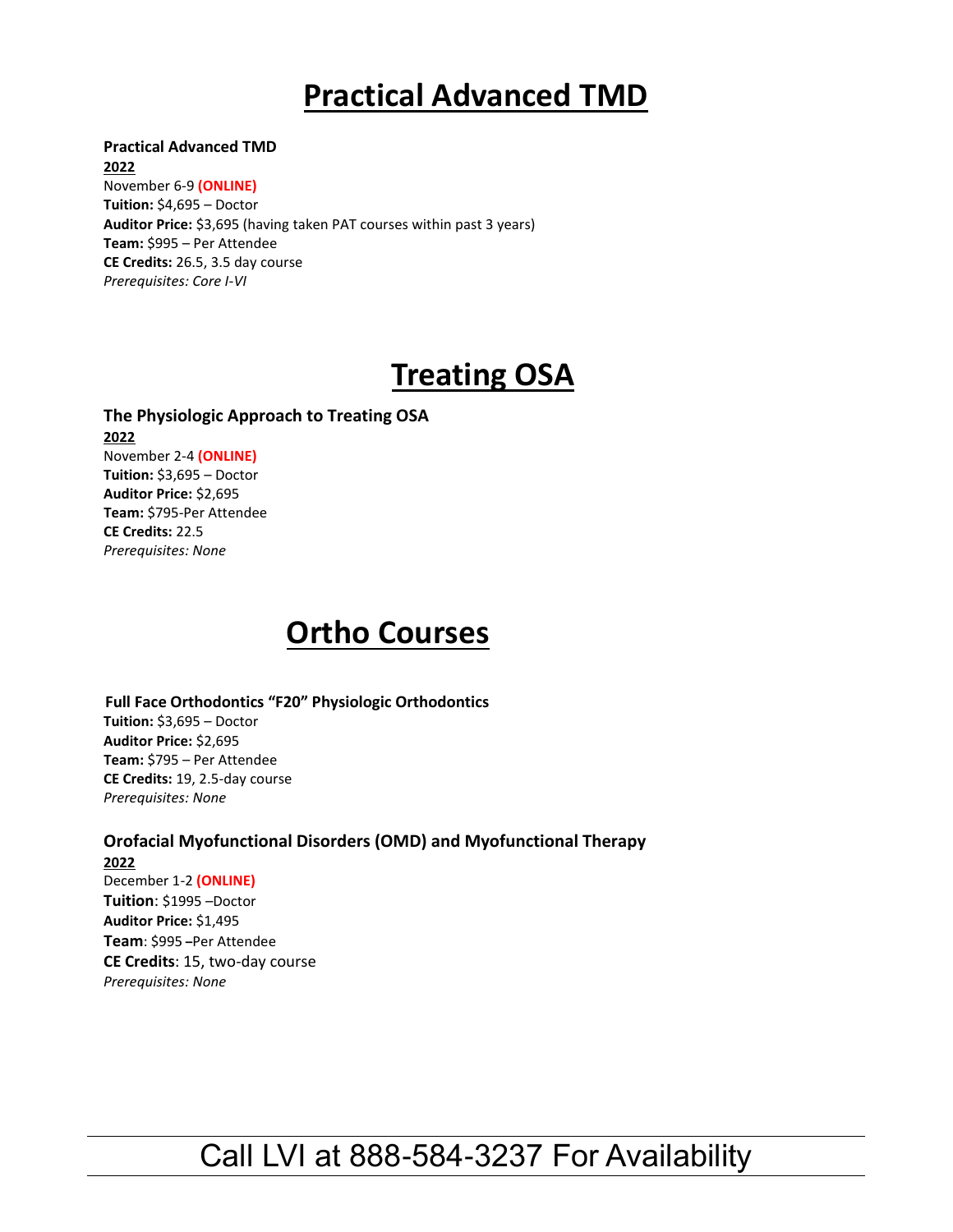# Practical Advanced TMD

**Practical Advanced TMD**
**2022**
November 6-9 **(ONLINE)**
**Tuition:** $4,695 – Doctor
**Auditor Price:** $3,695 (having taken PAT courses within past 3 years)
**Team:** $995 – Per Attendee
**CE Credits:** 26.5, 3.5 day course
*Prerequisites: Core I-VI*

# Treating OSA

**The Physiologic Approach to Treating OSA**
**2022**
November 2-4 **(ONLINE)**
**Tuition:** $3,695 – Doctor
**Auditor Price:** $2,695
**Team:** $795-Per Attendee
**CE Credits:** 22.5
*Prerequisites: None*

# Ortho Courses

**Full Face Orthodontics "F20" Physiologic Orthodontics**
**Tuition:** $3,695 – Doctor
**Auditor Price:** $2,695
**Team:** $795 – Per Attendee
**CE Credits:** 19, 2.5-day course
*Prerequisites: None*

**Orofacial Myofunctional Disorders (OMD) and Myofunctional Therapy**
**2022**
December 1-2 **(ONLINE)**
**Tuition**: $1995 –Doctor
**Auditor Price:** $1,495
**Team**: $995 –Per Attendee
**CE Credits**: 15, two-day course
*Prerequisites: None*

Call LVI at 888-584-3237 For Availability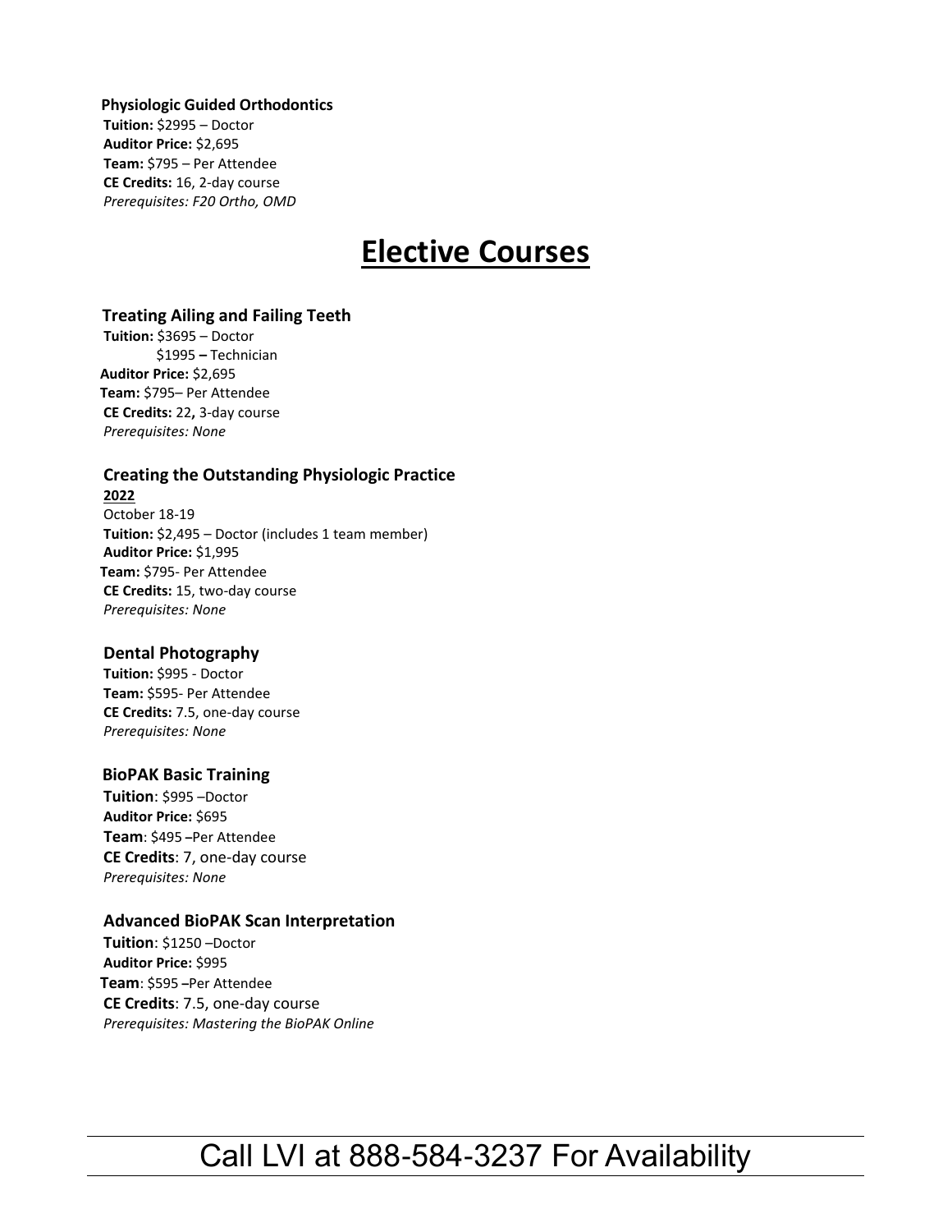**Physiologic Guided Orthodontics**
**Tuition:** $2995 – Doctor
**Auditor Price:** $2,695
**Team:** $795 – Per Attendee
**CE Credits:** 16, 2-day course
*Prerequisites: F20 Ortho, OMD*

# Elective Courses

### Treating Ailing and Failing Teeth

**Tuition:** $3695 – Doctor
$1995 **–** Technician
**Auditor Price:** $2,695
**Team:** $795– Per Attendee
**CE Credits:** 22**,** 3-day course
*Prerequisites: None*

### Creating the Outstanding Physiologic Practice

**2022**
October 18-19
**Tuition:** $2,495 – Doctor (includes 1 team member)
**Auditor Price:** $1,995
**Team:** $795- Per Attendee
**CE Credits:** 15, two-day course
*Prerequisites: None*

### Dental Photography

**Tuition:** $995 - Doctor
**Team:** $595- Per Attendee
**CE Credits:** 7.5, one-day course
*Prerequisites: None*

### BioPAK Basic Training

**Tuition**: $995 –Doctor
**Auditor Price:** $695
**Team**: $495 –Per Attendee
**CE Credits**: 7, one-day course
*Prerequisites: None*

### Advanced BioPAK Scan Interpretation

**Tuition**: $1250 –Doctor
**Auditor Price:** $995
**Team**: $595 –Per Attendee
**CE Credits**: 7.5, one-day course
*Prerequisites: Mastering the BioPAK Online*

Call LVI at 888-584-3237 For Availability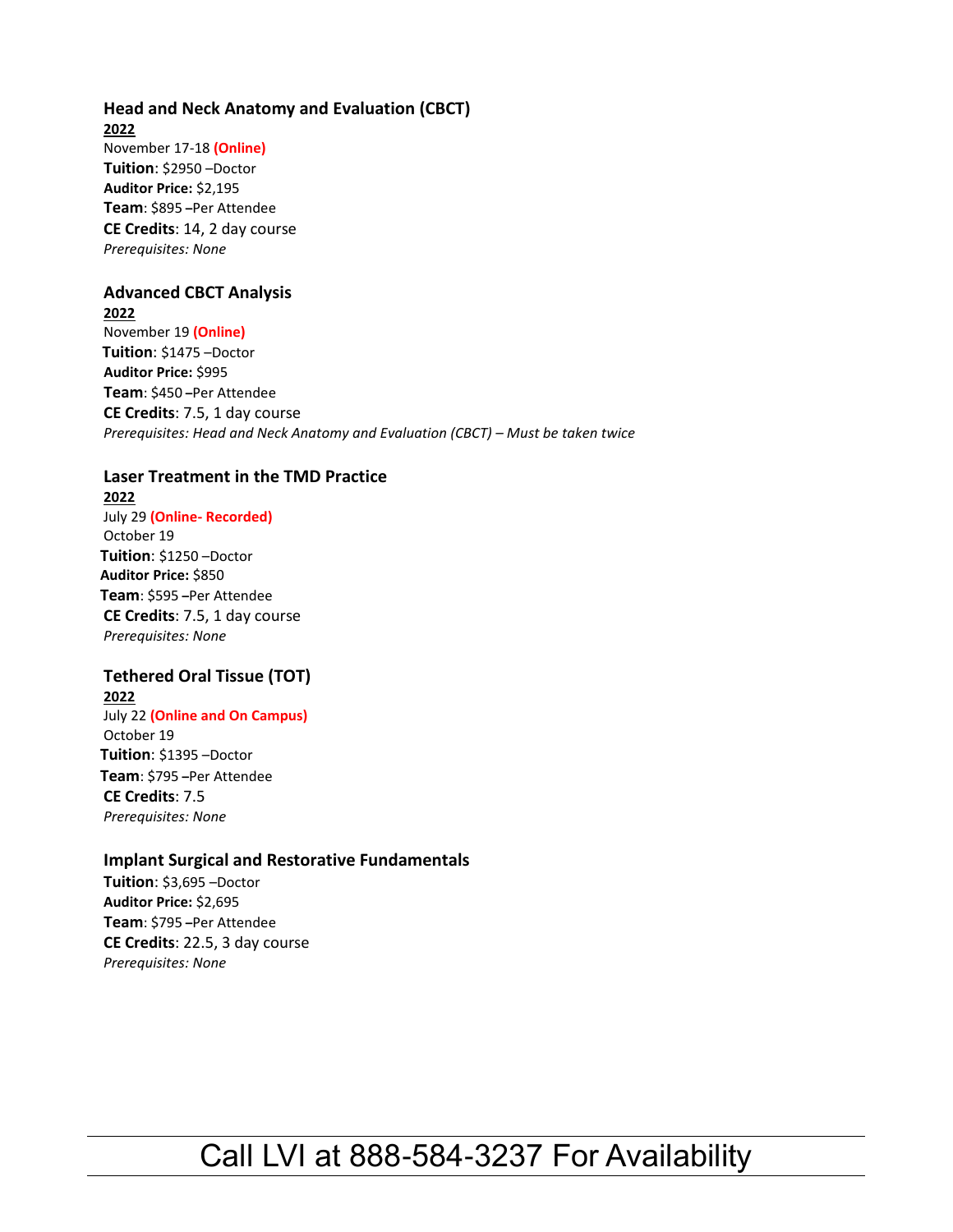### Head and Neck Anatomy and Evaluation (CBCT)

**2022**

November 17-18 **(Online)**

**Tuition**: $2950 –Doctor

**Auditor Price:** $2,195

**Team**: $895 –Per Attendee

**CE Credits**: 14, 2 day course

*Prerequisites: None*

### Advanced CBCT Analysis

**2022**

November 19 **(Online)**

**Tuition**: $1475 –Doctor

**Auditor Price:** $995

**Team**: $450 –Per Attendee

**CE Credits**: 7.5, 1 day course

*Prerequisites: Head and Neck Anatomy and Evaluation (CBCT) – Must be taken twice*

### Laser Treatment in the TMD Practice

**2022**

July 29 **(Online- Recorded)**

October 19

**Tuition**: $1250 –Doctor

**Auditor Price:** $850

**Team**: $595 –Per Attendee

**CE Credits**: 7.5, 1 day course

*Prerequisites: None*

### Tethered Oral Tissue (TOT)

**2022**

July 22 **(Online and On Campus)**

October 19

**Tuition**: $1395 –Doctor

**Team**: $795 –Per Attendee

**CE Credits**: 7.5

*Prerequisites: None*

### Implant Surgical and Restorative Fundamentals

**Tuition**: $3,695 –Doctor

**Auditor Price:** $2,695

**Team**: $795 –Per Attendee

**CE Credits**: 22.5, 3 day course

*Prerequisites: None*

Call LVI at 888-584-3237 For Availability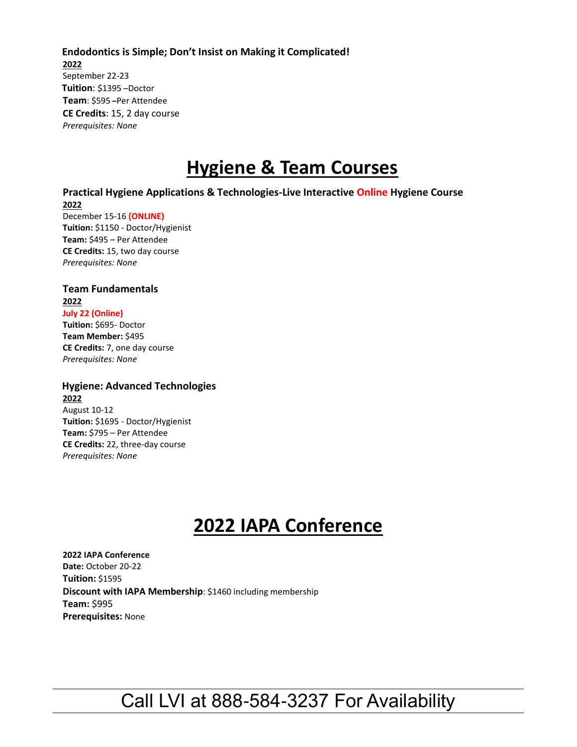### Endodontics is Simple; Don't Insist on Making it Complicated!

**2022**

September 22-23

**Tuition**: $1395 –Doctor

**Team**: $595 –Per Attendee

**CE Credits**: 15, 2 day course

*Prerequisites: None*

# Hygiene & Team Courses

### Practical Hygiene Applications & Technologies-Live Interactive Online Hygiene Course

**2022**

December 15-16 **(ONLINE)**

**Tuition:** $1150 - Doctor/Hygienist

**Team:** $495 – Per Attendee

**CE Credits:** 15, two day course

*Prerequisites: None*

### Team Fundamentals

**2022**

**July 22 (Online)**

**Tuition:** $695- Doctor

**Team Member:** $495

**CE Credits:** 7, one day course

*Prerequisites: None*

### Hygiene: Advanced Technologies

**2022**

August 10-12

**Tuition:** $1695 - Doctor/Hygienist

**Team:** $795 – Per Attendee

**CE Credits:** 22, three-day course

*Prerequisites: None*

# 2022 IAPA Conference

**2022 IAPA Conference**

**Date:** October 20-22

**Tuition:** $1595

**Discount with IAPA Membership**: $1460 including membership

**Team:** $995

**Prerequisites:** None

Call LVI at 888-584-3237 For Availability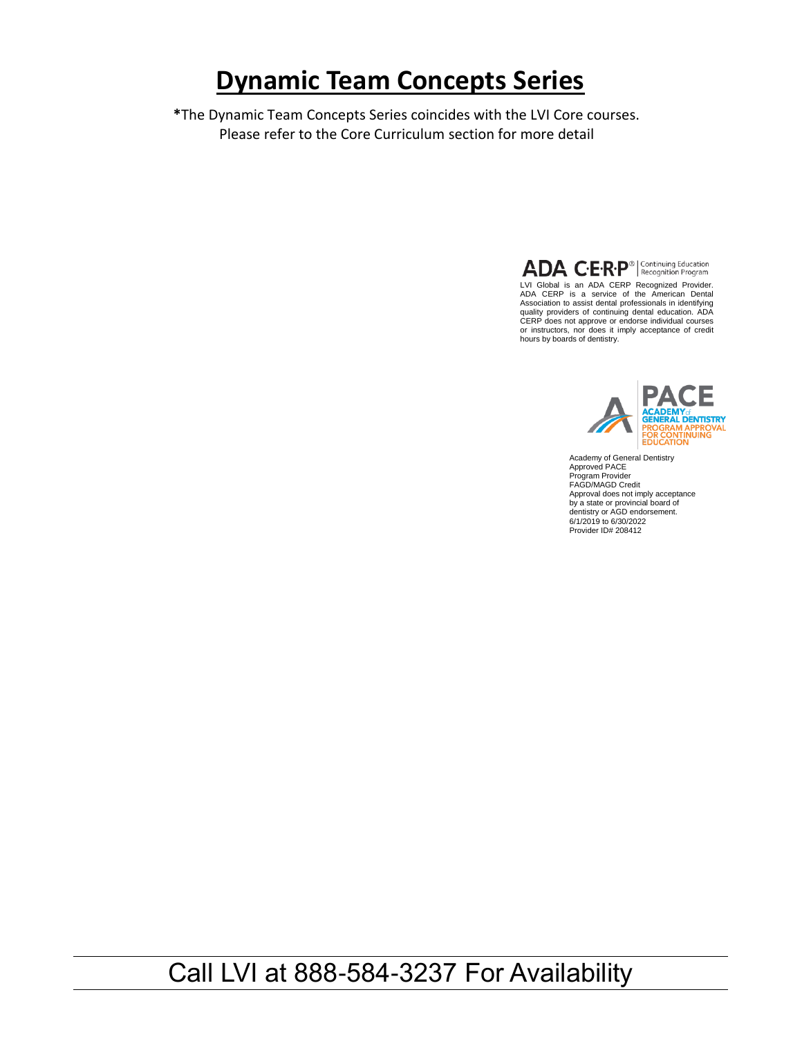# Dynamic Team Concepts Series

**\***The Dynamic Team Concepts Series coincides with the LVI Core courses. Please refer to the Core Curriculum section for more detail

ADA CERP® | Continuing Education Recognition Program

LVI Global is an ADA CERP Recognized Provider. ADA CERP is a service of the American Dental Association to assist dental professionals in identifying quality providers of continuing dental education. ADA CERP does not approve or endorse individual courses or instructors, nor does it imply acceptance of credit hours by boards of dentistry.

PACE
ACADEMY of GENERAL DENTISTRY
PROGRAM APPROVAL FOR CONTINUING EDUCATION

Academy of General Dentistry
Approved PACE
Program Provider
FAGD/MAGD Credit
Approval does not imply acceptance by a state or provincial board of dentistry or AGD endorsement.
6/1/2019 to 6/30/2022
Provider ID# 208412

Call LVI at 888-584-3237 For Availability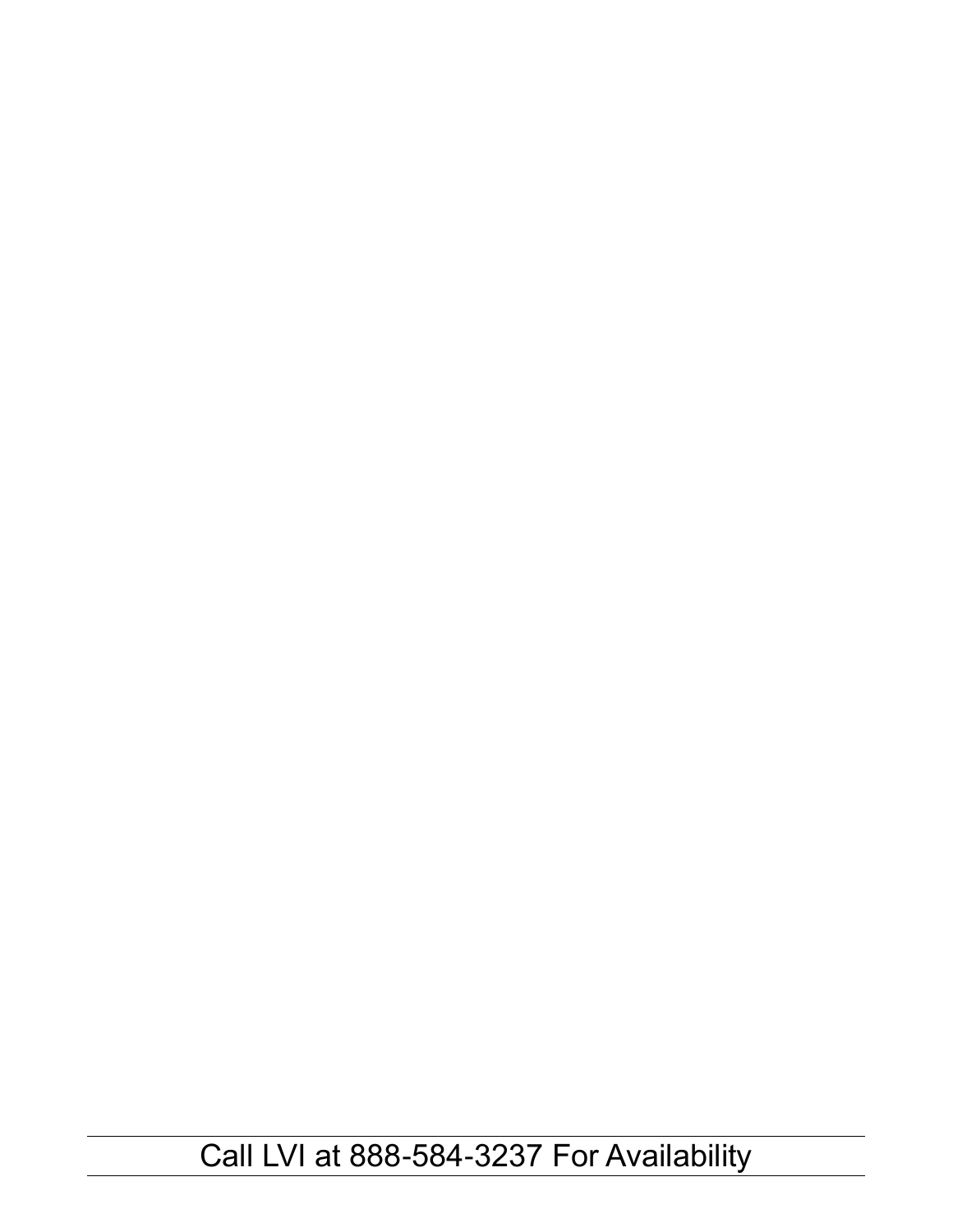Call LVI at 888-584-3237 For Availability